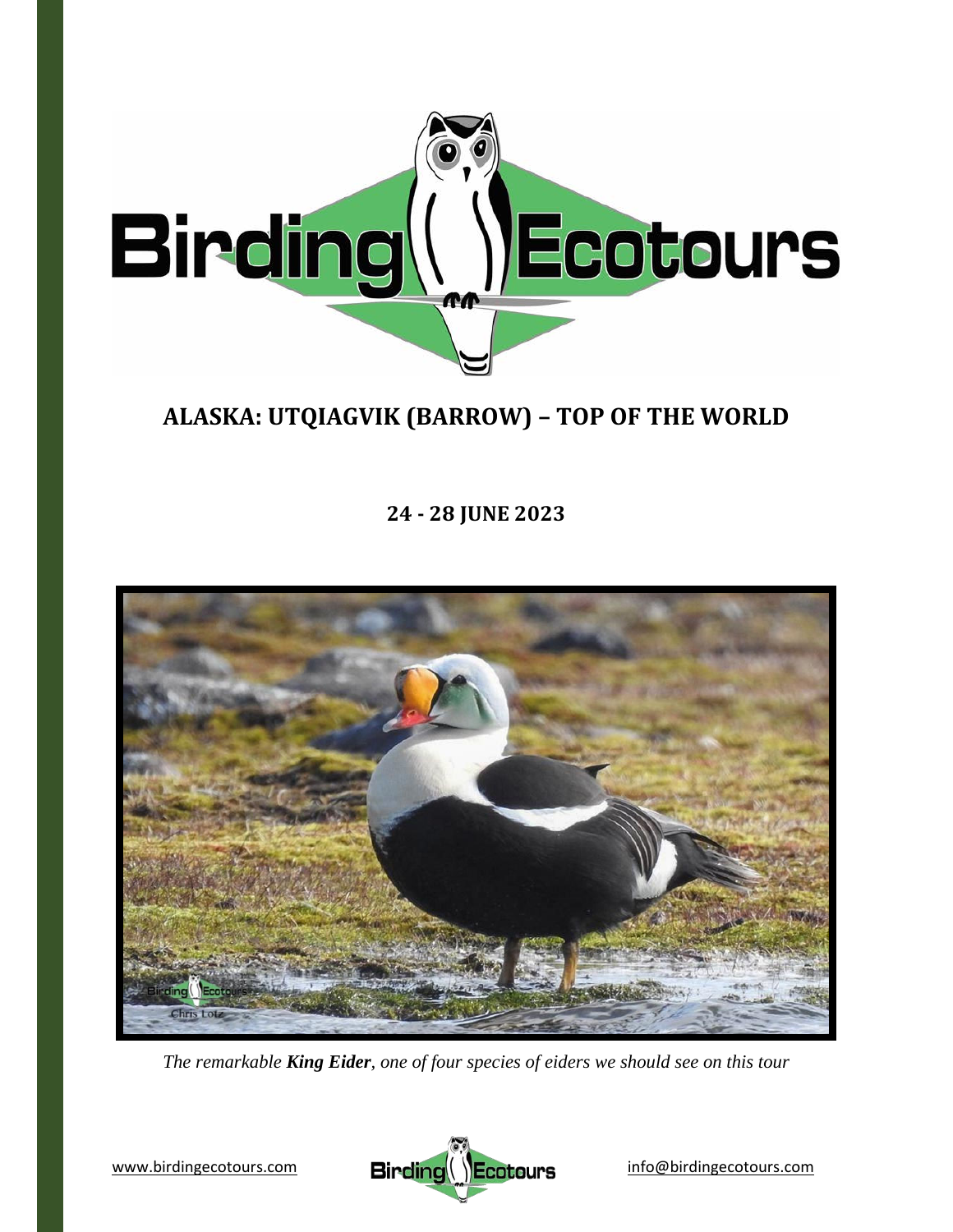# ALASKA: UTQIAGVIK (BARROW) – TOP OF THE WORLD

## 24 - 28 JUNE 2023

*The remarkable **King Eider**, one of four species of eiders we should see on this tour*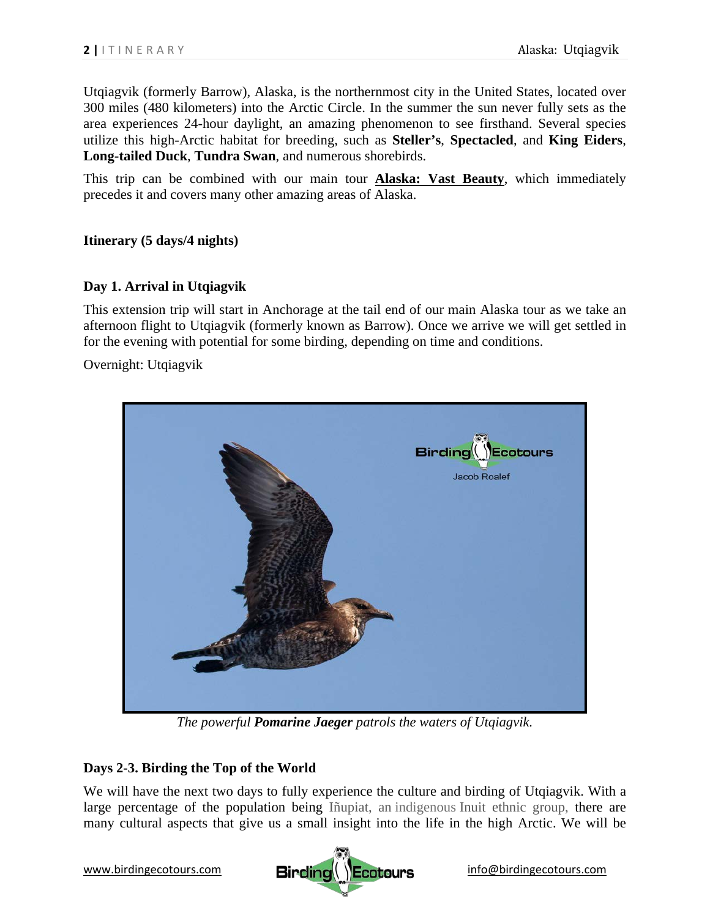Utqiagvik (formerly Barrow), Alaska, is the northernmost city in the United States, located over 300 miles (480 kilometers) into the Arctic Circle. In the summer the sun never fully sets as the area experiences 24-hour daylight, an amazing phenomenon to see firsthand. Several species utilize this high-Arctic habitat for breeding, such as **Steller's**, **Spectacled**, and **King Eiders**, **Long-tailed Duck**, **Tundra Swan**, and numerous shorebirds.

This trip can be combined with our main tour **Alaska: Vast Beauty**, which immediately precedes it and covers many other amazing areas of Alaska.

## Itinerary (5 days/4 nights)

### Day 1. Arrival in Utqiagvik

This extension trip will start in Anchorage at the tail end of our main Alaska tour as we take an afternoon flight to Utqiagvik (formerly known as Barrow). Once we arrive we will get settled in for the evening with potential for some birding, depending on time and conditions.

Overnight: Utqiagvik

*The powerful **Pomarine Jaeger** patrols the waters of Utqiagvik.*

### Days 2-3. Birding the Top of the World

We will have the next two days to fully experience the culture and birding of Utqiagvik. With a large percentage of the population being Iñupiat, an indigenous Inuit ethnic group, there are many cultural aspects that give us a small insight into the life in the high Arctic. We will be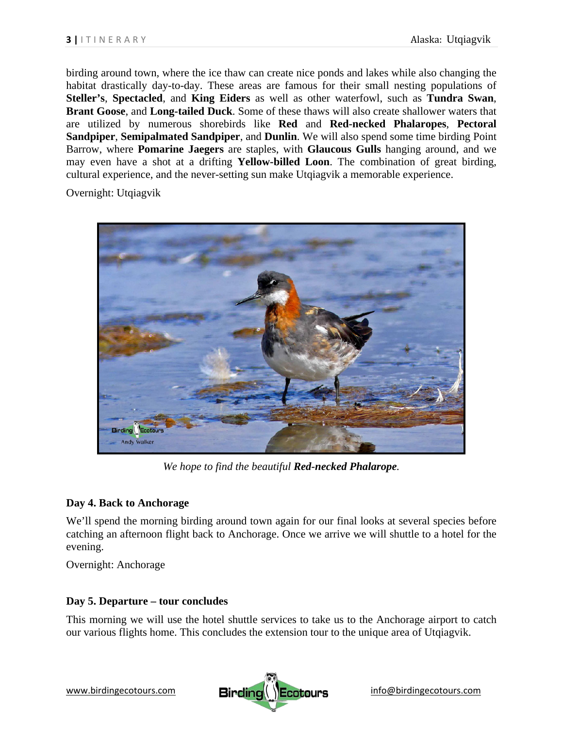birding around town, where the ice thaw can create nice ponds and lakes while also changing the habitat drastically day-to-day. These areas are famous for their small nesting populations of **Steller's**, **Spectacled**, and **King Eiders** as well as other waterfowl, such as **Tundra Swan**, **Brant Goose**, and **Long-tailed Duck**. Some of these thaws will also create shallower waters that are utilized by numerous shorebirds like **Red** and **Red-necked Phalaropes**, **Pectoral Sandpiper**, **Semipalmated Sandpiper**, and **Dunlin**. We will also spend some time birding Point Barrow, where **Pomarine Jaegers** are staples, with **Glaucous Gulls** hanging around, and we may even have a shot at a drifting **Yellow-billed Loon**. The combination of great birding, cultural experience, and the never-setting sun make Utqiagvik a memorable experience.

Overnight: Utqiagvik

*We hope to find the beautiful **Red-necked Phalarope**.*

### Day 4. Back to Anchorage

We'll spend the morning birding around town again for our final looks at several species before catching an afternoon flight back to Anchorage. Once we arrive we will shuttle to a hotel for the evening.

Overnight: Anchorage

### Day 5. Departure – tour concludes

This morning we will use the hotel shuttle services to take us to the Anchorage airport to catch our various flights home. This concludes the extension tour to the unique area of Utqiagvik.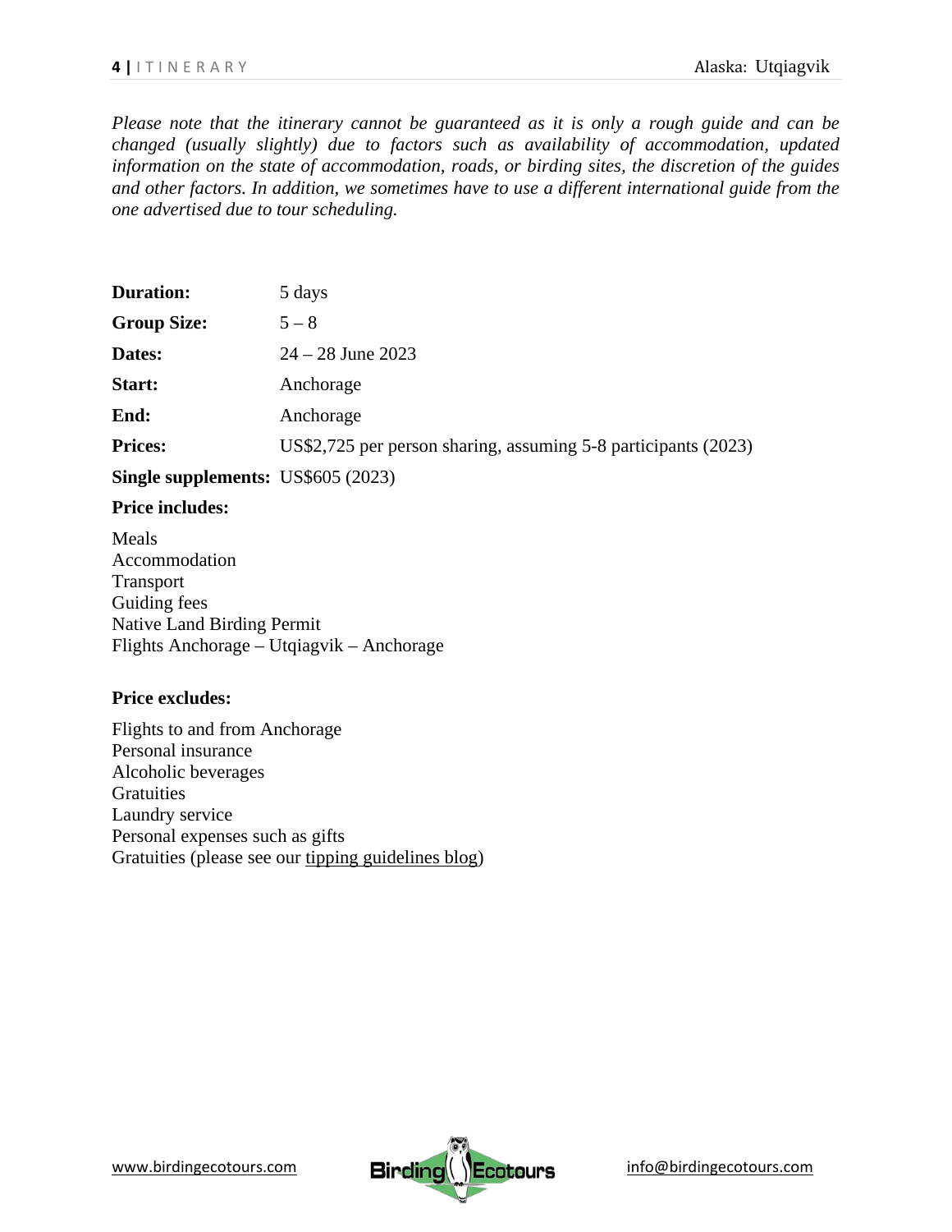*Please note that the itinerary cannot be guaranteed as it is only a rough guide and can be changed (usually slightly) due to factors such as availability of accommodation, updated information on the state of accommodation, roads, or birding sites, the discretion of the guides and other factors. In addition, we sometimes have to use a different international guide from the one advertised due to tour scheduling.*

| | |
|---|---|
| **Duration:** | 5 days |
| **Group Size:** | 5 – 8 |
| **Dates:** | 24 – 28 June 2023 |
| **Start:** | Anchorage |
| **End:** | Anchorage |
| **Prices:** | US$2,725 per person sharing, assuming 5-8 participants (2023) |
| **Single supplements:** | US$605 (2023) |

**Price includes:**

Meals
Accommodation
Transport
Guiding fees
Native Land Birding Permit
Flights Anchorage – Utqiagvik – Anchorage

**Price excludes:**

Flights to and from Anchorage
Personal insurance
Alcoholic beverages
Gratuities
Laundry service
Personal expenses such as gifts
Gratuities (please see our tipping guidelines blog)